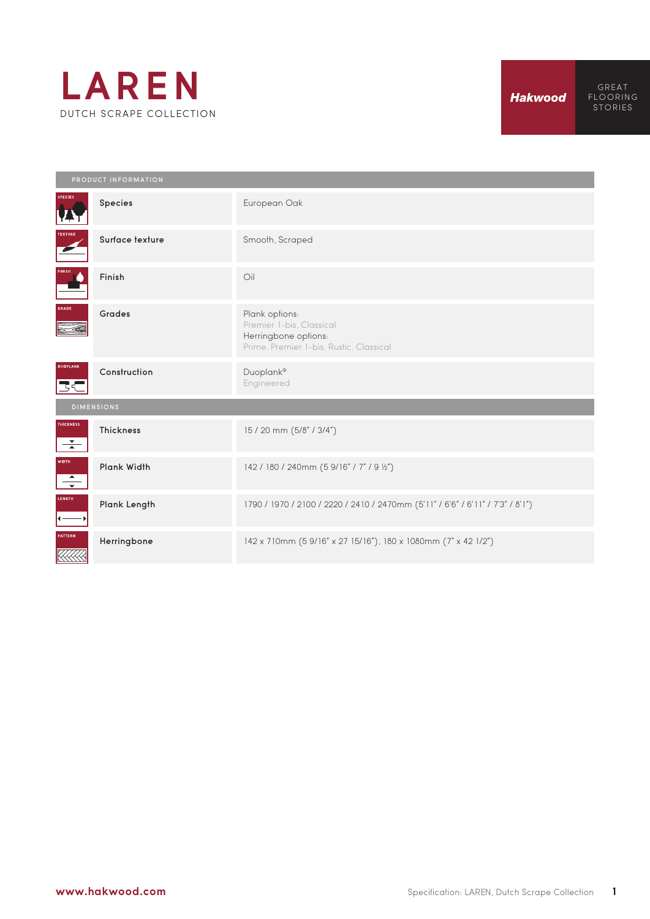# LAREN

DUTCH SCRAPE COLLECTION

Hakwood

GREAT FLOORING STORIES

| PRODUCT INFORMATION | |
|---|---|
| Species | European Oak |
| Surface texture | Smooth, Scraped |
| Finish | Oil |
| Grades | Plank options:<br>Premier 1-bis, Classical<br>Herringbone options:<br>Prime, Premier 1-bis, Rustic, Classical |
| Construction | Duoplank®<br>Engineered |
| **DIMENSIONS** | |
| Thickness | 15 / 20 mm (5/8" / 3/4") |
| Plank Width | 142 / 180 / 240mm (5 9/16" / 7" / 9 ½") |
| Plank Length | 1790 / 1970 / 2100 / 2220 / 2410 / 2470mm (5'11" / 6'6" / 6'11" / 7'3" / 8'1") |
| Herringbone | 142 x 710mm (5 9/16" x 27 15/16"), 180 x 1080mm (7" x 42 1/2") |

www.hakwood.com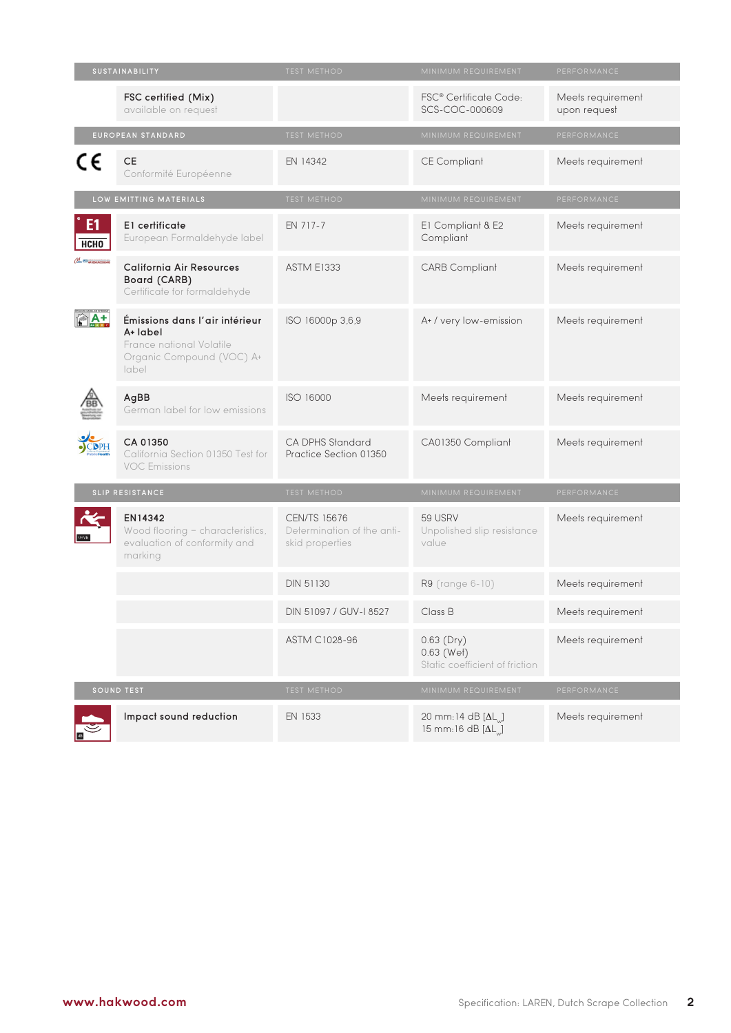| SUSTAINABILITY | TEST METHOD | MINIMUM REQUIREMENT | PERFORMANCE |
|---|---|---|---|
| **FSC certified (Mix)** available on request | | FSC® Certificate Code: SCS-COC-000609 | Meets requirement upon request |

| EUROPEAN STANDARD | TEST METHOD | MINIMUM REQUIREMENT | PERFORMANCE |
|---|---|---|---|
| **CE** Conformité Européenne | EN 14342 | CE Compliant | Meets requirement |

| LOW EMITTING MATERIALS | TEST METHOD | MINIMUM REQUIREMENT | PERFORMANCE |
|---|---|---|---|
| **E1 certificate** European Formaldehyde label | EN 717-7 | E1 Compliant & E2 Compliant | Meets requirement |
| **California Air Resources Board (CARB)** Certificate for formaldehyde | ASTM E1333 | CARB Compliant | Meets requirement |
| **Émissions dans l'air intérieur A+ label** France national Volatile Organic Compound (VOC) A+ label | ISO 16000p 3,6,9 | A+ / very low-emission | Meets requirement |
| **AgBB** German label for low emissions | ISO 16000 | Meets requirement | Meets requirement |
| **CA 01350** California Section 01350 Test for VOC Emissions | CA DPHS Standard Practice Section 01350 | CA01350 Compliant | Meets requirement |

| SLIP RESISTANCE | TEST METHOD | MINIMUM REQUIREMENT | PERFORMANCE |
|---|---|---|---|
| **EN14342** Wood flooring – characteristics, evaluation of conformity and marking | CEN/TS 15676 Determination of the anti-skid properties | 59 USRV Unpolished slip resistance value | Meets requirement |
| | DIN 51130 | R9 (range 6-10) | Meets requirement |
| | DIN 51097 / GUV-I 8527 | Class B | Meets requirement |
| | ASTM C1028-96 | 0.63 (Dry) 0.63 (Wet) Static coefficient of friction | Meets requirement |

| SOUND TEST | TEST METHOD | MINIMUM REQUIREMENT | PERFORMANCE |
|---|---|---|---|
| **Impact sound reduction** | EN 1533 | 20 mm:14 dB [$\Delta L_w$] 15 mm:16 dB [$\Delta L_w$] | Meets requirement |

www.hakwood.com

Specification: LAREN, Dutch Scrape Collection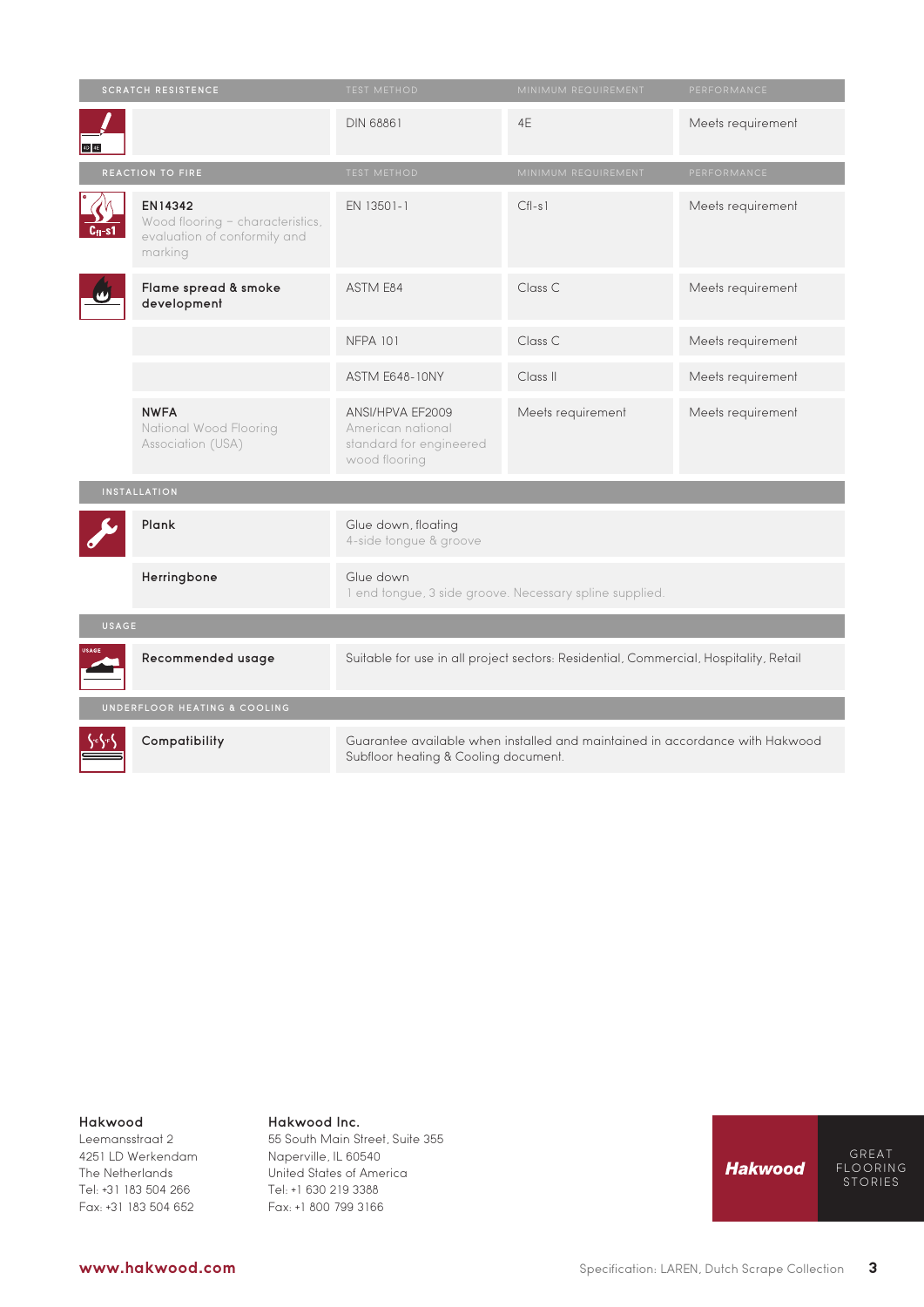| SCRATCH RESISTENCE | TEST METHOD | MINIMUM REQUIREMENT | PERFORMANCE |
|---|---|---|---|
| | DIN 68861 | 4E | Meets requirement |

| REACTION TO FIRE | TEST METHOD | MINIMUM REQUIREMENT | PERFORMANCE |
|---|---|---|---|
| **EN14342** Wood flooring – characteristics, evaluation of conformity and marking | EN 13501-1 | Cfl-s1 | Meets requirement |
| **Flame spread & smoke development** | ASTM E84 | Class C | Meets requirement |
| | NFPA 101 | Class C | Meets requirement |
| | ASTM E648-10NY | Class II | Meets requirement |
| **NWFA** National Wood Flooring Association (USA) | ANSI/HPVA EF2009 American national standard for engineered wood flooring | Meets requirement | Meets requirement |

| INSTALLATION | |
|---|---|
| **Plank** | Glue down, floating<br>4-side tongue & groove |
| **Herringbone** | Glue down<br>1 end tongue, 3 side groove. Necessary spline supplied. |

| USAGE | |
|---|---|
| **Recommended usage** | Suitable for use in all project sectors: Residential, Commercial, Hospitality, Retail |

| UNDERFLOOR HEATING & COOLING | |
|---|---|
| **Compatibility** | Guarantee available when installed and maintained in accordance with Hakwood Subfloor heating & Cooling document. |

**Hakwood**
Leemansstraat 2
4251 LD Werkendam
The Netherlands
Tel: +31 183 504 266
Fax: +31 183 504 652

**Hakwood Inc.**
55 South Main Street, Suite 355
Naperville, IL 60540
United States of America
Tel: +1 630 219 3388
Fax: +1 800 799 3166

**Hakwood** GREAT FLOORING STORIES

**www.hakwood.com**

Specification: LAREN, Dutch Scrape Collection